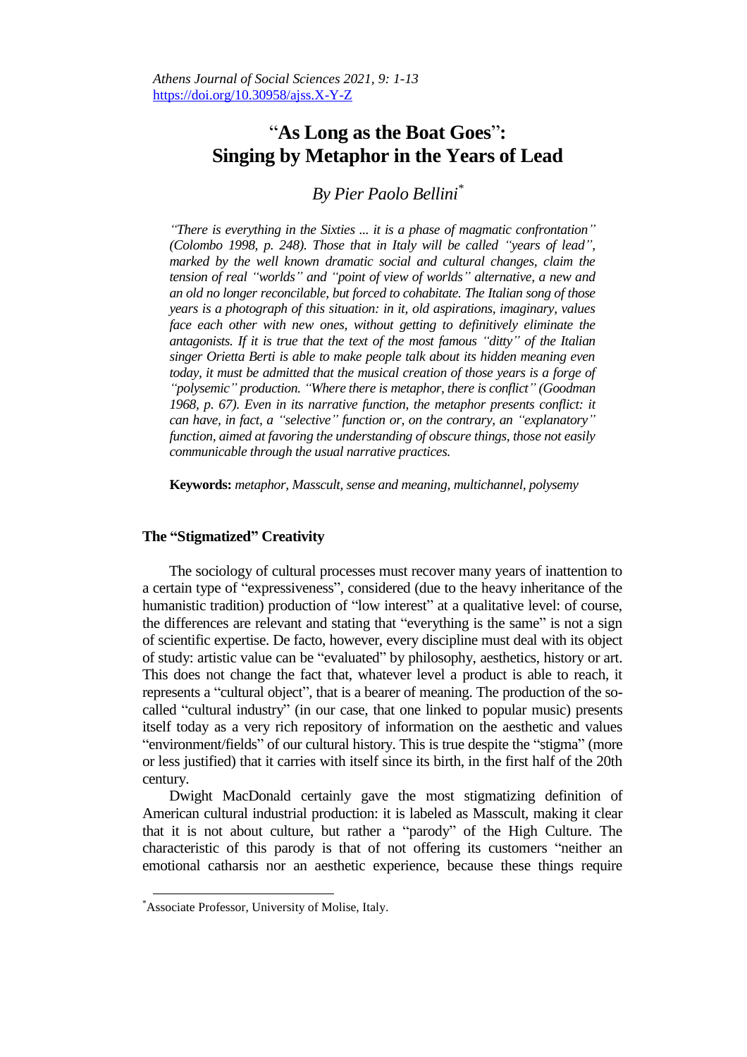# "As Long as the Boat Goes": Singing by Metaphor in the Years of Lead

*By Pier Paolo Bellini*[*]

*"There is everything in the Sixties ... it is a phase of magmatic confrontation" (Colombo 1998, p. 248). Those that in Italy will be called "years of lead", marked by the well known dramatic social and cultural changes, claim the tension of real "worlds" and "point of view of worlds" alternative, a new and an old no longer reconcilable, but forced to cohabitate. The Italian song of those years is a photograph of this situation: in it, old aspirations, imaginary, values face each other with new ones, without getting to definitively eliminate the antagonists. If it is true that the text of the most famous "ditty" of the Italian singer Orietta Berti is able to make people talk about its hidden meaning even today, it must be admitted that the musical creation of those years is a forge of "polysemic" production. "Where there is metaphor, there is conflict" (Goodman 1968, p. 67). Even in its narrative function, the metaphor presents conflict: it can have, in fact, a "selective" function or, on the contrary, an "explanatory" function, aimed at favoring the understanding of obscure things, those not easily communicable through the usual narrative practices.*

**Keywords:** *metaphor, Masscult, sense and meaning, multichannel, polysemy*

## The "Stigmatized" Creativity

The sociology of cultural processes must recover many years of inattention to a certain type of "expressiveness", considered (due to the heavy inheritance of the humanistic tradition) production of "low interest" at a qualitative level: of course, the differences are relevant and stating that "everything is the same" is not a sign of scientific expertise. De facto, however, every discipline must deal with its object of study: artistic value can be "evaluated" by philosophy, aesthetics, history or art. This does not change the fact that, whatever level a product is able to reach, it represents a "cultural object", that is a bearer of meaning. The production of the so-called "cultural industry" (in our case, that one linked to popular music) presents itself today as a very rich repository of information on the aesthetic and values "environment/fields" of our cultural history. This is true despite the "stigma" (more or less justified) that it carries with itself since its birth, in the first half of the 20th century.

Dwight MacDonald certainly gave the most stigmatizing definition of American cultural industrial production: it is labeled as Masscult, making it clear that it is not about culture, but rather a "parody" of the High Culture. The characteristic of this parody is that of not offering its customers "neither an emotional catharsis nor an aesthetic experience, because these things require

---

[*] Associate Professor, University of Molise, Italy.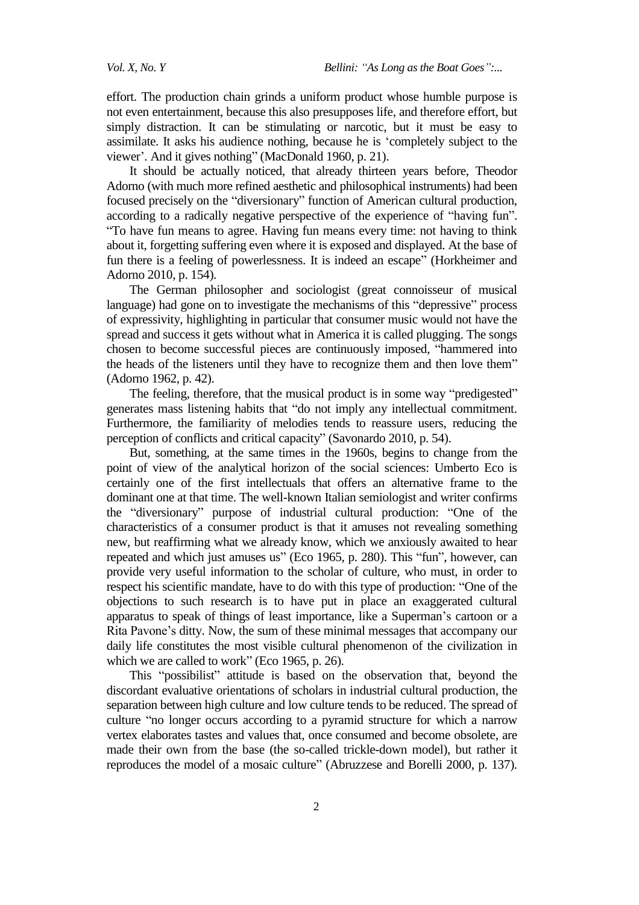effort. The production chain grinds a uniform product whose humble purpose is not even entertainment, because this also presupposes life, and therefore effort, but simply distraction. It can be stimulating or narcotic, but it must be easy to assimilate. It asks his audience nothing, because he is 'completely subject to the viewer'. And it gives nothing" (MacDonald 1960, p. 21).

It should be actually noticed, that already thirteen years before, Theodor Adorno (with much more refined aesthetic and philosophical instruments) had been focused precisely on the "diversionary" function of American cultural production, according to a radically negative perspective of the experience of "having fun". "To have fun means to agree. Having fun means every time: not having to think about it, forgetting suffering even where it is exposed and displayed. At the base of fun there is a feeling of powerlessness. It is indeed an escape" (Horkheimer and Adorno 2010, p. 154).

The German philosopher and sociologist (great connoisseur of musical language) had gone on to investigate the mechanisms of this "depressive" process of expressivity, highlighting in particular that consumer music would not have the spread and success it gets without what in America it is called plugging. The songs chosen to become successful pieces are continuously imposed, "hammered into the heads of the listeners until they have to recognize them and then love them" (Adorno 1962, p. 42).

The feeling, therefore, that the musical product is in some way "predigested" generates mass listening habits that "do not imply any intellectual commitment. Furthermore, the familiarity of melodies tends to reassure users, reducing the perception of conflicts and critical capacity" (Savonardo 2010, p. 54).

But, something, at the same times in the 1960s, begins to change from the point of view of the analytical horizon of the social sciences: Umberto Eco is certainly one of the first intellectuals that offers an alternative frame to the dominant one at that time. The well-known Italian semiologist and writer confirms the "diversionary" purpose of industrial cultural production: "One of the characteristics of a consumer product is that it amuses not revealing something new, but reaffirming what we already know, which we anxiously awaited to hear repeated and which just amuses us" (Eco 1965, p. 280). This "fun", however, can provide very useful information to the scholar of culture, who must, in order to respect his scientific mandate, have to do with this type of production: "One of the objections to such research is to have put in place an exaggerated cultural apparatus to speak of things of least importance, like a Superman's cartoon or a Rita Pavone's ditty. Now, the sum of these minimal messages that accompany our daily life constitutes the most visible cultural phenomenon of the civilization in which we are called to work" (Eco 1965, p. 26).

This "possibilist" attitude is based on the observation that, beyond the discordant evaluative orientations of scholars in industrial cultural production, the separation between high culture and low culture tends to be reduced. The spread of culture "no longer occurs according to a pyramid structure for which a narrow vertex elaborates tastes and values that, once consumed and become obsolete, are made their own from the base (the so-called trickle-down model), but rather it reproduces the model of a mosaic culture" (Abruzzese and Borelli 2000, p. 137).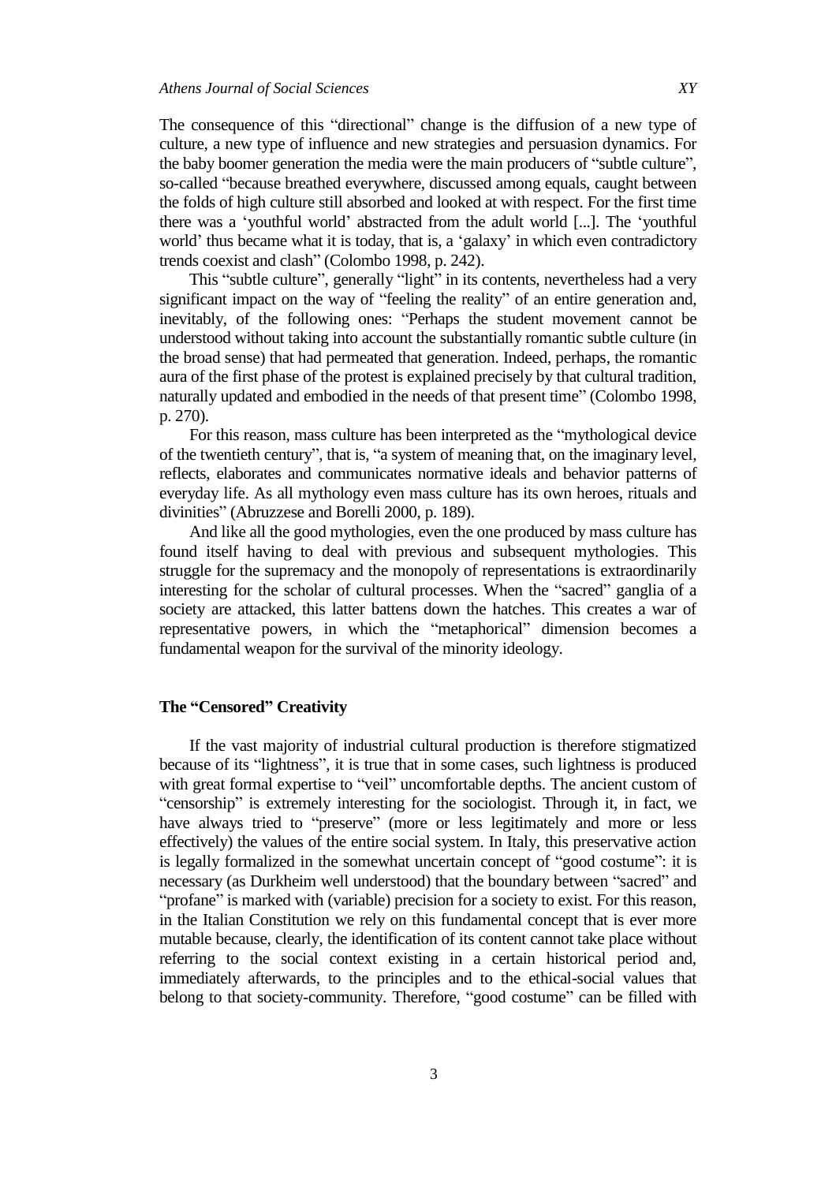The consequence of this "directional" change is the diffusion of a new type of culture, a new type of influence and new strategies and persuasion dynamics. For the baby boomer generation the media were the main producers of "subtle culture", so-called "because breathed everywhere, discussed among equals, caught between the folds of high culture still absorbed and looked at with respect. For the first time there was a 'youthful world' abstracted from the adult world [...]. The 'youthful world' thus became what it is today, that is, a 'galaxy' in which even contradictory trends coexist and clash" (Colombo 1998, p. 242).

This "subtle culture", generally "light" in its contents, nevertheless had a very significant impact on the way of "feeling the reality" of an entire generation and, inevitably, of the following ones: "Perhaps the student movement cannot be understood without taking into account the substantially romantic subtle culture (in the broad sense) that had permeated that generation. Indeed, perhaps, the romantic aura of the first phase of the protest is explained precisely by that cultural tradition, naturally updated and embodied in the needs of that present time" (Colombo 1998, p. 270).

For this reason, mass culture has been interpreted as the "mythological device of the twentieth century", that is, "a system of meaning that, on the imaginary level, reflects, elaborates and communicates normative ideals and behavior patterns of everyday life. As all mythology even mass culture has its own heroes, rituals and divinities" (Abruzzese and Borelli 2000, p. 189).

And like all the good mythologies, even the one produced by mass culture has found itself having to deal with previous and subsequent mythologies. This struggle for the supremacy and the monopoly of representations is extraordinarily interesting for the scholar of cultural processes. When the "sacred" ganglia of a society are attacked, this latter battens down the hatches. This creates a war of representative powers, in which the "metaphorical" dimension becomes a fundamental weapon for the survival of the minority ideology.

## The "Censored" Creativity

If the vast majority of industrial cultural production is therefore stigmatized because of its "lightness", it is true that in some cases, such lightness is produced with great formal expertise to "veil" uncomfortable depths. The ancient custom of "censorship" is extremely interesting for the sociologist. Through it, in fact, we have always tried to "preserve" (more or less legitimately and more or less effectively) the values of the entire social system. In Italy, this preservative action is legally formalized in the somewhat uncertain concept of "good costume": it is necessary (as Durkheim well understood) that the boundary between "sacred" and "profane" is marked with (variable) precision for a society to exist. For this reason, in the Italian Constitution we rely on this fundamental concept that is ever more mutable because, clearly, the identification of its content cannot take place without referring to the social context existing in a certain historical period and, immediately afterwards, to the principles and to the ethical-social values that belong to that society-community. Therefore, "good costume" can be filled with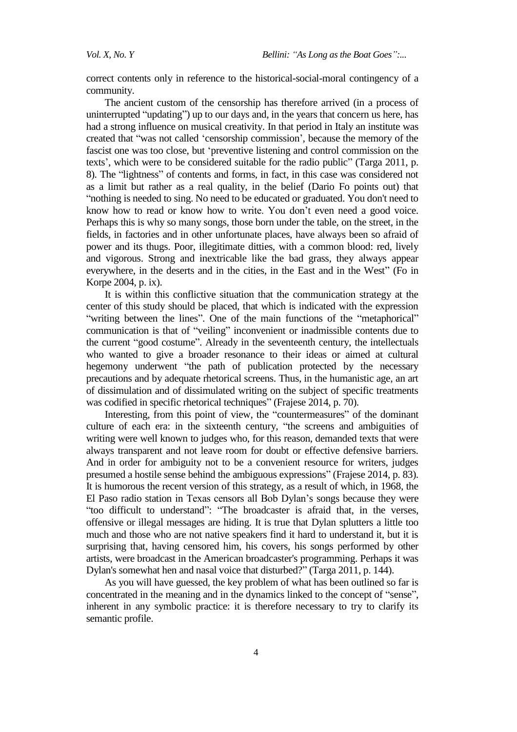correct contents only in reference to the historical-social-moral contingency of a community.

The ancient custom of the censorship has therefore arrived (in a process of uninterrupted "updating") up to our days and, in the years that concern us here, has had a strong influence on musical creativity. In that period in Italy an institute was created that "was not called 'censorship commission', because the memory of the fascist one was too close, but 'preventive listening and control commission on the texts', which were to be considered suitable for the radio public" (Targa 2011, p. 8). The "lightness" of contents and forms, in fact, in this case was considered not as a limit but rather as a real quality, in the belief (Dario Fo points out) that "nothing is needed to sing. No need to be educated or graduated. You don't need to know how to read or know how to write. You don't even need a good voice. Perhaps this is why so many songs, those born under the table, on the street, in the fields, in factories and in other unfortunate places, have always been so afraid of power and its thugs. Poor, illegitimate ditties, with a common blood: red, lively and vigorous. Strong and inextricable like the bad grass, they always appear everywhere, in the deserts and in the cities, in the East and in the West" (Fo in Korpe 2004, p. ix).

It is within this conflictive situation that the communication strategy at the center of this study should be placed, that which is indicated with the expression "writing between the lines". One of the main functions of the "metaphorical" communication is that of "veiling" inconvenient or inadmissible contents due to the current "good costume". Already in the seventeenth century, the intellectuals who wanted to give a broader resonance to their ideas or aimed at cultural hegemony underwent "the path of publication protected by the necessary precautions and by adequate rhetorical screens. Thus, in the humanistic age, an art of dissimulation and of dissimulated writing on the subject of specific treatments was codified in specific rhetorical techniques" (Frajese 2014, p. 70).

Interesting, from this point of view, the "countermeasures" of the dominant culture of each era: in the sixteenth century, "the screens and ambiguities of writing were well known to judges who, for this reason, demanded texts that were always transparent and not leave room for doubt or effective defensive barriers. And in order for ambiguity not to be a convenient resource for writers, judges presumed a hostile sense behind the ambiguous expressions" (Frajese 2014, p. 83). It is humorous the recent version of this strategy, as a result of which, in 1968, the El Paso radio station in Texas censors all Bob Dylan's songs because they were "too difficult to understand": "The broadcaster is afraid that, in the verses, offensive or illegal messages are hiding. It is true that Dylan splutters a little too much and those who are not native speakers find it hard to understand it, but it is surprising that, having censored him, his covers, his songs performed by other artists, were broadcast in the American broadcaster's programming. Perhaps it was Dylan's somewhat hen and nasal voice that disturbed?" (Targa 2011, p. 144).

As you will have guessed, the key problem of what has been outlined so far is concentrated in the meaning and in the dynamics linked to the concept of "sense", inherent in any symbolic practice: it is therefore necessary to try to clarify its semantic profile.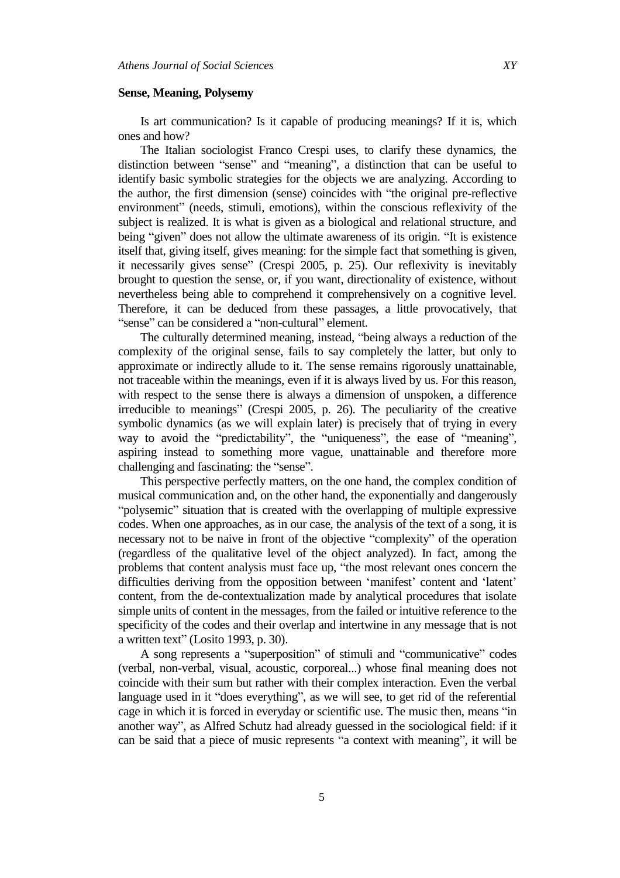**Sense, Meaning, Polysemy**

Is art communication? Is it capable of producing meanings? If it is, which ones and how?

The Italian sociologist Franco Crespi uses, to clarify these dynamics, the distinction between "sense" and "meaning", a distinction that can be useful to identify basic symbolic strategies for the objects we are analyzing. According to the author, the first dimension (sense) coincides with "the original pre-reflective environment" (needs, stimuli, emotions), within the conscious reflexivity of the subject is realized. It is what is given as a biological and relational structure, and being "given" does not allow the ultimate awareness of its origin. "It is existence itself that, giving itself, gives meaning: for the simple fact that something is given, it necessarily gives sense" (Crespi 2005, p. 25). Our reflexivity is inevitably brought to question the sense, or, if you want, directionality of existence, without nevertheless being able to comprehend it comprehensively on a cognitive level. Therefore, it can be deduced from these passages, a little provocatively, that "sense" can be considered a "non-cultural" element.

The culturally determined meaning, instead, "being always a reduction of the complexity of the original sense, fails to say completely the latter, but only to approximate or indirectly allude to it. The sense remains rigorously unattainable, not traceable within the meanings, even if it is always lived by us. For this reason, with respect to the sense there is always a dimension of unspoken, a difference irreducible to meanings" (Crespi 2005, p. 26). The peculiarity of the creative symbolic dynamics (as we will explain later) is precisely that of trying in every way to avoid the "predictability", the "uniqueness", the ease of "meaning", aspiring instead to something more vague, unattainable and therefore more challenging and fascinating: the "sense".

This perspective perfectly matters, on the one hand, the complex condition of musical communication and, on the other hand, the exponentially and dangerously "polysemic" situation that is created with the overlapping of multiple expressive codes. When one approaches, as in our case, the analysis of the text of a song, it is necessary not to be naive in front of the objective "complexity" of the operation (regardless of the qualitative level of the object analyzed). In fact, among the problems that content analysis must face up, "the most relevant ones concern the difficulties deriving from the opposition between 'manifest' content and 'latent' content, from the de-contextualization made by analytical procedures that isolate simple units of content in the messages, from the failed or intuitive reference to the specificity of the codes and their overlap and intertwine in any message that is not a written text" (Losito 1993, p. 30).

A song represents a "superposition" of stimuli and "communicative" codes (verbal, non-verbal, visual, acoustic, corporeal...) whose final meaning does not coincide with their sum but rather with their complex interaction. Even the verbal language used in it "does everything", as we will see, to get rid of the referential cage in which it is forced in everyday or scientific use. The music then, means "in another way", as Alfred Schutz had already guessed in the sociological field: if it can be said that a piece of music represents "a context with meaning", it will be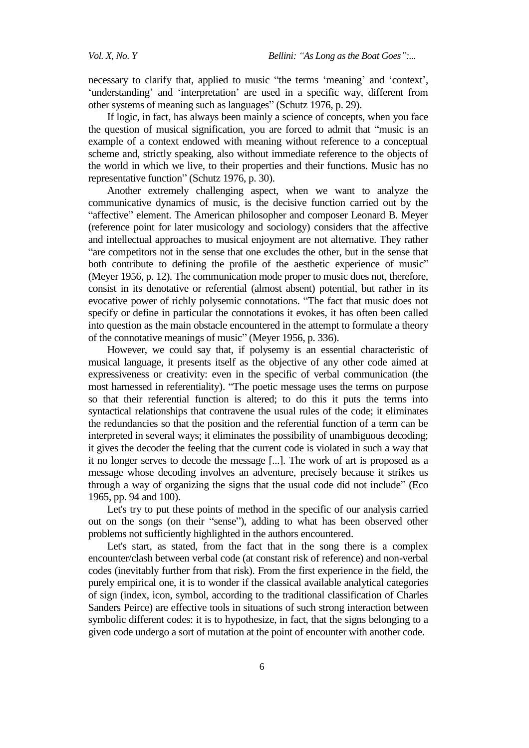necessary to clarify that, applied to music "the terms 'meaning' and 'context', 'understanding' and 'interpretation' are used in a specific way, different from other systems of meaning such as languages" (Schutz 1976, p. 29).

If logic, in fact, has always been mainly a science of concepts, when you face the question of musical signification, you are forced to admit that "music is an example of a context endowed with meaning without reference to a conceptual scheme and, strictly speaking, also without immediate reference to the objects of the world in which we live, to their properties and their functions. Music has no representative function" (Schutz 1976, p. 30).

Another extremely challenging aspect, when we want to analyze the communicative dynamics of music, is the decisive function carried out by the "affective" element. The American philosopher and composer Leonard B. Meyer (reference point for later musicology and sociology) considers that the affective and intellectual approaches to musical enjoyment are not alternative. They rather "are competitors not in the sense that one excludes the other, but in the sense that both contribute to defining the profile of the aesthetic experience of music" (Meyer 1956, p. 12). The communication mode proper to music does not, therefore, consist in its denotative or referential (almost absent) potential, but rather in its evocative power of richly polysemic connotations. "The fact that music does not specify or define in particular the connotations it evokes, it has often been called into question as the main obstacle encountered in the attempt to formulate a theory of the connotative meanings of music" (Meyer 1956, p. 336).

However, we could say that, if polysemy is an essential characteristic of musical language, it presents itself as the objective of any other code aimed at expressiveness or creativity: even in the specific of verbal communication (the most harnessed in referentiality). "The poetic message uses the terms on purpose so that their referential function is altered; to do this it puts the terms into syntactical relationships that contravene the usual rules of the code; it eliminates the redundancies so that the position and the referential function of a term can be interpreted in several ways; it eliminates the possibility of unambiguous decoding; it gives the decoder the feeling that the current code is violated in such a way that it no longer serves to decode the message [...]. The work of art is proposed as a message whose decoding involves an adventure, precisely because it strikes us through a way of organizing the signs that the usual code did not include" (Eco 1965, pp. 94 and 100).

Let's try to put these points of method in the specific of our analysis carried out on the songs (on their "sense"), adding to what has been observed other problems not sufficiently highlighted in the authors encountered.

Let's start, as stated, from the fact that in the song there is a complex encounter/clash between verbal code (at constant risk of reference) and non-verbal codes (inevitably further from that risk). From the first experience in the field, the purely empirical one, it is to wonder if the classical available analytical categories of sign (index, icon, symbol, according to the traditional classification of Charles Sanders Peirce) are effective tools in situations of such strong interaction between symbolic different codes: it is to hypothesize, in fact, that the signs belonging to a given code undergo a sort of mutation at the point of encounter with another code.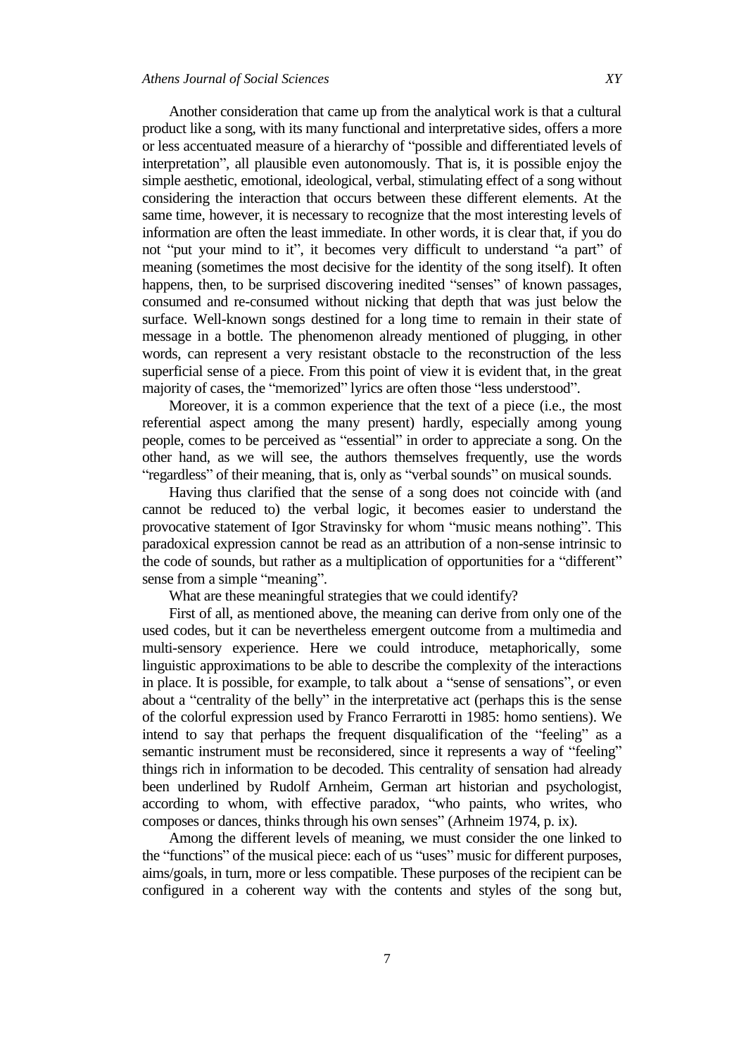Another consideration that came up from the analytical work is that a cultural product like a song, with its many functional and interpretative sides, offers a more or less accentuated measure of a hierarchy of "possible and differentiated levels of interpretation", all plausible even autonomously. That is, it is possible enjoy the simple aesthetic, emotional, ideological, verbal, stimulating effect of a song without considering the interaction that occurs between these different elements. At the same time, however, it is necessary to recognize that the most interesting levels of information are often the least immediate. In other words, it is clear that, if you do not "put your mind to it", it becomes very difficult to understand "a part" of meaning (sometimes the most decisive for the identity of the song itself). It often happens, then, to be surprised discovering inedited "senses" of known passages, consumed and re-consumed without nicking that depth that was just below the surface. Well-known songs destined for a long time to remain in their state of message in a bottle. The phenomenon already mentioned of plugging, in other words, can represent a very resistant obstacle to the reconstruction of the less superficial sense of a piece. From this point of view it is evident that, in the great majority of cases, the "memorized" lyrics are often those "less understood".

Moreover, it is a common experience that the text of a piece (i.e., the most referential aspect among the many present) hardly, especially among young people, comes to be perceived as "essential" in order to appreciate a song. On the other hand, as we will see, the authors themselves frequently, use the words "regardless" of their meaning, that is, only as "verbal sounds" on musical sounds.

Having thus clarified that the sense of a song does not coincide with (and cannot be reduced to) the verbal logic, it becomes easier to understand the provocative statement of Igor Stravinsky for whom "music means nothing". This paradoxical expression cannot be read as an attribution of a non-sense intrinsic to the code of sounds, but rather as a multiplication of opportunities for a "different" sense from a simple "meaning".

What are these meaningful strategies that we could identify?

First of all, as mentioned above, the meaning can derive from only one of the used codes, but it can be nevertheless emergent outcome from a multimedia and multi-sensory experience. Here we could introduce, metaphorically, some linguistic approximations to be able to describe the complexity of the interactions in place. It is possible, for example, to talk about a "sense of sensations", or even about a "centrality of the belly" in the interpretative act (perhaps this is the sense of the colorful expression used by Franco Ferrarotti in 1985: homo sentiens). We intend to say that perhaps the frequent disqualification of the "feeling" as a semantic instrument must be reconsidered, since it represents a way of "feeling" things rich in information to be decoded. This centrality of sensation had already been underlined by Rudolf Arnheim, German art historian and psychologist, according to whom, with effective paradox, "who paints, who writes, who composes or dances, thinks through his own senses" (Arhneim 1974, p. ix).

Among the different levels of meaning, we must consider the one linked to the "functions" of the musical piece: each of us "uses" music for different purposes, aims/goals, in turn, more or less compatible. These purposes of the recipient can be configured in a coherent way with the contents and styles of the song but,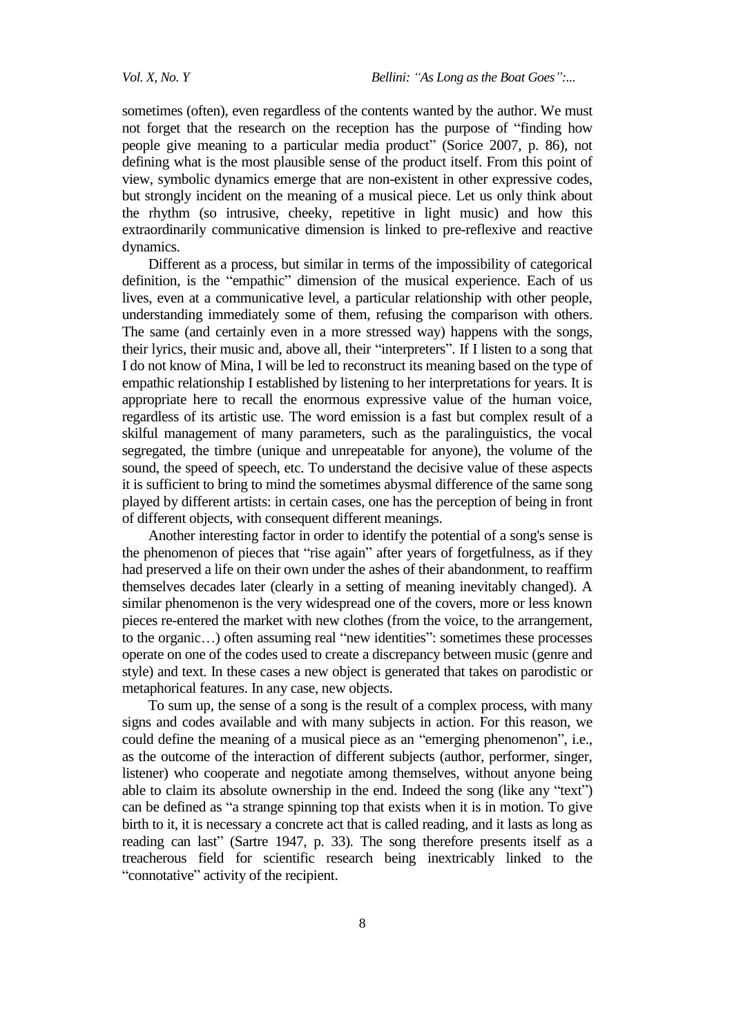sometimes (often), even regardless of the contents wanted by the author. We must not forget that the research on the reception has the purpose of "finding how people give meaning to a particular media product" (Sorice 2007, p. 86), not defining what is the most plausible sense of the product itself. From this point of view, symbolic dynamics emerge that are non-existent in other expressive codes, but strongly incident on the meaning of a musical piece. Let us only think about the rhythm (so intrusive, cheeky, repetitive in light music) and how this extraordinarily communicative dimension is linked to pre-reflexive and reactive dynamics.

Different as a process, but similar in terms of the impossibility of categorical definition, is the "empathic" dimension of the musical experience. Each of us lives, even at a communicative level, a particular relationship with other people, understanding immediately some of them, refusing the comparison with others. The same (and certainly even in a more stressed way) happens with the songs, their lyrics, their music and, above all, their "interpreters". If I listen to a song that I do not know of Mina, I will be led to reconstruct its meaning based on the type of empathic relationship I established by listening to her interpretations for years. It is appropriate here to recall the enormous expressive value of the human voice, regardless of its artistic use. The word emission is a fast but complex result of a skilful management of many parameters, such as the paralinguistics, the vocal segregated, the timbre (unique and unrepeatable for anyone), the volume of the sound, the speed of speech, etc. To understand the decisive value of these aspects it is sufficient to bring to mind the sometimes abysmal difference of the same song played by different artists: in certain cases, one has the perception of being in front of different objects, with consequent different meanings.

Another interesting factor in order to identify the potential of a song's sense is the phenomenon of pieces that "rise again" after years of forgetfulness, as if they had preserved a life on their own under the ashes of their abandonment, to reaffirm themselves decades later (clearly in a setting of meaning inevitably changed). A similar phenomenon is the very widespread one of the covers, more or less known pieces re-entered the market with new clothes (from the voice, to the arrangement, to the organic…) often assuming real "new identities": sometimes these processes operate on one of the codes used to create a discrepancy between music (genre and style) and text. In these cases a new object is generated that takes on parodistic or metaphorical features. In any case, new objects.

To sum up, the sense of a song is the result of a complex process, with many signs and codes available and with many subjects in action. For this reason, we could define the meaning of a musical piece as an "emerging phenomenon", i.e., as the outcome of the interaction of different subjects (author, performer, singer, listener) who cooperate and negotiate among themselves, without anyone being able to claim its absolute ownership in the end. Indeed the song (like any "text") can be defined as "a strange spinning top that exists when it is in motion. To give birth to it, it is necessary a concrete act that is called reading, and it lasts as long as reading can last" (Sartre 1947, p. 33). The song therefore presents itself as a treacherous field for scientific research being inextricably linked to the "connotative" activity of the recipient.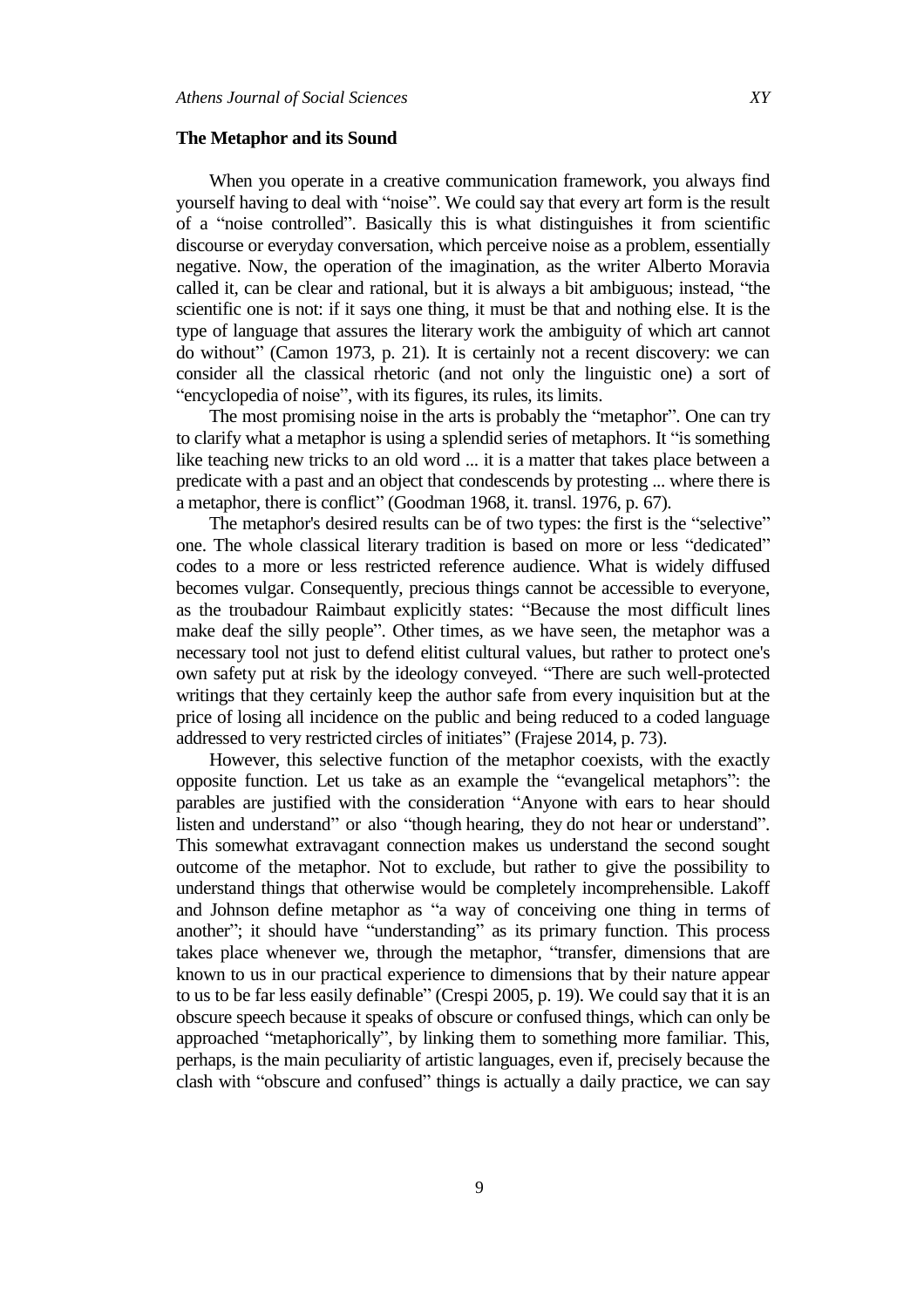**The Metaphor and its Sound**

When you operate in a creative communication framework, you always find yourself having to deal with "noise". We could say that every art form is the result of a "noise controlled". Basically this is what distinguishes it from scientific discourse or everyday conversation, which perceive noise as a problem, essentially negative. Now, the operation of the imagination, as the writer Alberto Moravia called it, can be clear and rational, but it is always a bit ambiguous; instead, "the scientific one is not: if it says one thing, it must be that and nothing else. It is the type of language that assures the literary work the ambiguity of which art cannot do without" (Camon 1973, p. 21). It is certainly not a recent discovery: we can consider all the classical rhetoric (and not only the linguistic one) a sort of "encyclopedia of noise", with its figures, its rules, its limits.

The most promising noise in the arts is probably the "metaphor". One can try to clarify what a metaphor is using a splendid series of metaphors. It "is something like teaching new tricks to an old word ... it is a matter that takes place between a predicate with a past and an object that condescends by protesting ... where there is a metaphor, there is conflict" (Goodman 1968, it. transl. 1976, p. 67).

The metaphor's desired results can be of two types: the first is the "selective" one. The whole classical literary tradition is based on more or less "dedicated" codes to a more or less restricted reference audience. What is widely diffused becomes vulgar. Consequently, precious things cannot be accessible to everyone, as the troubadour Raimbaut explicitly states: "Because the most difficult lines make deaf the silly people". Other times, as we have seen, the metaphor was a necessary tool not just to defend elitist cultural values, but rather to protect one's own safety put at risk by the ideology conveyed. "There are such well-protected writings that they certainly keep the author safe from every inquisition but at the price of losing all incidence on the public and being reduced to a coded language addressed to very restricted circles of initiates" (Frajese 2014, p. 73).

However, this selective function of the metaphor coexists, with the exactly opposite function. Let us take as an example the "evangelical metaphors": the parables are justified with the consideration "Anyone with ears to hear should listen and understand" or also "though hearing, they do not hear or understand". This somewhat extravagant connection makes us understand the second sought outcome of the metaphor. Not to exclude, but rather to give the possibility to understand things that otherwise would be completely incomprehensible. Lakoff and Johnson define metaphor as "a way of conceiving one thing in terms of another"; it should have "understanding" as its primary function. This process takes place whenever we, through the metaphor, "transfer, dimensions that are known to us in our practical experience to dimensions that by their nature appear to us to be far less easily definable" (Crespi 2005, p. 19). We could say that it is an obscure speech because it speaks of obscure or confused things, which can only be approached "metaphorically", by linking them to something more familiar. This, perhaps, is the main peculiarity of artistic languages, even if, precisely because the clash with "obscure and confused" things is actually a daily practice, we can say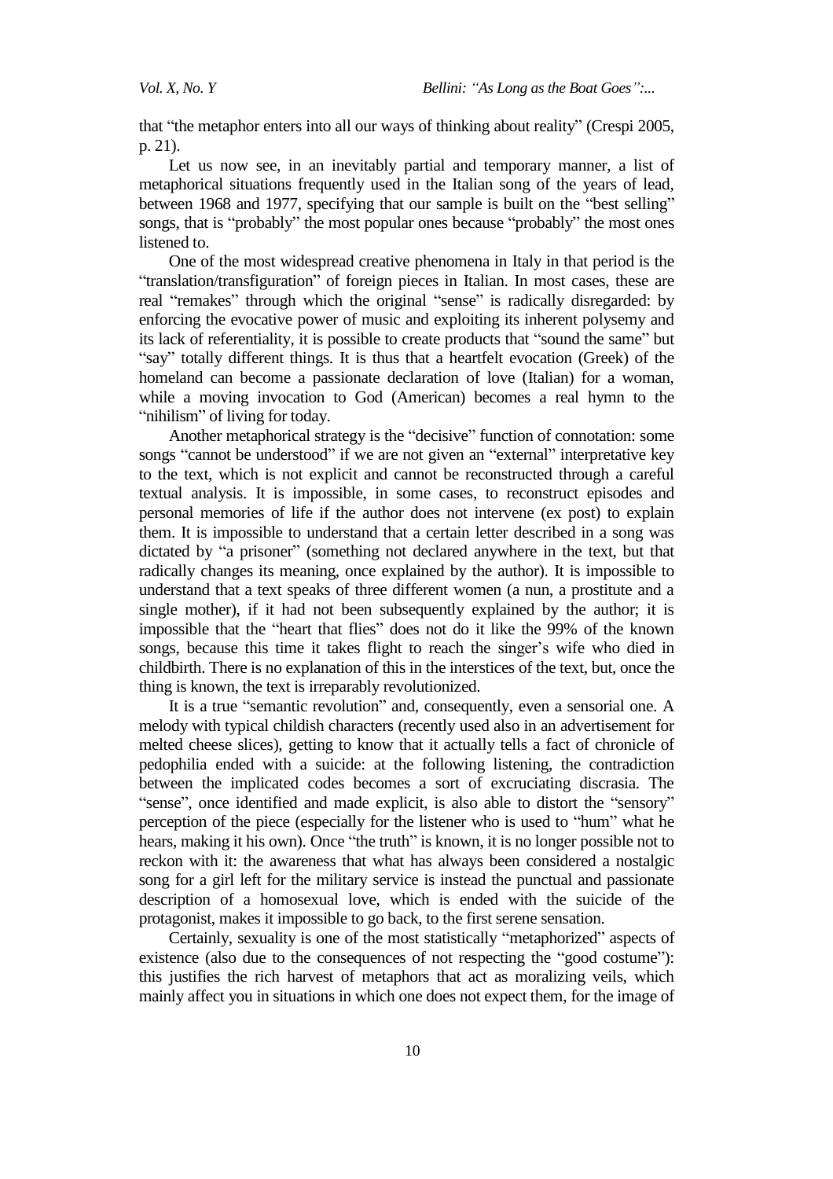that "the metaphor enters into all our ways of thinking about reality" (Crespi 2005, p. 21).

Let us now see, in an inevitably partial and temporary manner, a list of metaphorical situations frequently used in the Italian song of the years of lead, between 1968 and 1977, specifying that our sample is built on the "best selling" songs, that is "probably" the most popular ones because "probably" the most ones listened to.

One of the most widespread creative phenomena in Italy in that period is the "translation/transfiguration" of foreign pieces in Italian. In most cases, these are real "remakes" through which the original "sense" is radically disregarded: by enforcing the evocative power of music and exploiting its inherent polysemy and its lack of referentiality, it is possible to create products that "sound the same" but "say" totally different things. It is thus that a heartfelt evocation (Greek) of the homeland can become a passionate declaration of love (Italian) for a woman, while a moving invocation to God (American) becomes a real hymn to the "nihilism" of living for today.

Another metaphorical strategy is the "decisive" function of connotation: some songs "cannot be understood" if we are not given an "external" interpretative key to the text, which is not explicit and cannot be reconstructed through a careful textual analysis. It is impossible, in some cases, to reconstruct episodes and personal memories of life if the author does not intervene (ex post) to explain them. It is impossible to understand that a certain letter described in a song was dictated by "a prisoner" (something not declared anywhere in the text, but that radically changes its meaning, once explained by the author). It is impossible to understand that a text speaks of three different women (a nun, a prostitute and a single mother), if it had not been subsequently explained by the author; it is impossible that the "heart that flies" does not do it like the 99% of the known songs, because this time it takes flight to reach the singer's wife who died in childbirth. There is no explanation of this in the interstices of the text, but, once the thing is known, the text is irreparably revolutionized.

It is a true "semantic revolution" and, consequently, even a sensorial one. A melody with typical childish characters (recently used also in an advertisement for melted cheese slices), getting to know that it actually tells a fact of chronicle of pedophilia ended with a suicide: at the following listening, the contradiction between the implicated codes becomes a sort of excruciating discrasia. The "sense", once identified and made explicit, is also able to distort the "sensory" perception of the piece (especially for the listener who is used to "hum" what he hears, making it his own). Once "the truth" is known, it is no longer possible not to reckon with it: the awareness that what has always been considered a nostalgic song for a girl left for the military service is instead the punctual and passionate description of a homosexual love, which is ended with the suicide of the protagonist, makes it impossible to go back, to the first serene sensation.

Certainly, sexuality is one of the most statistically "metaphorized" aspects of existence (also due to the consequences of not respecting the "good costume"): this justifies the rich harvest of metaphors that act as moralizing veils, which mainly affect you in situations in which one does not expect them, for the image of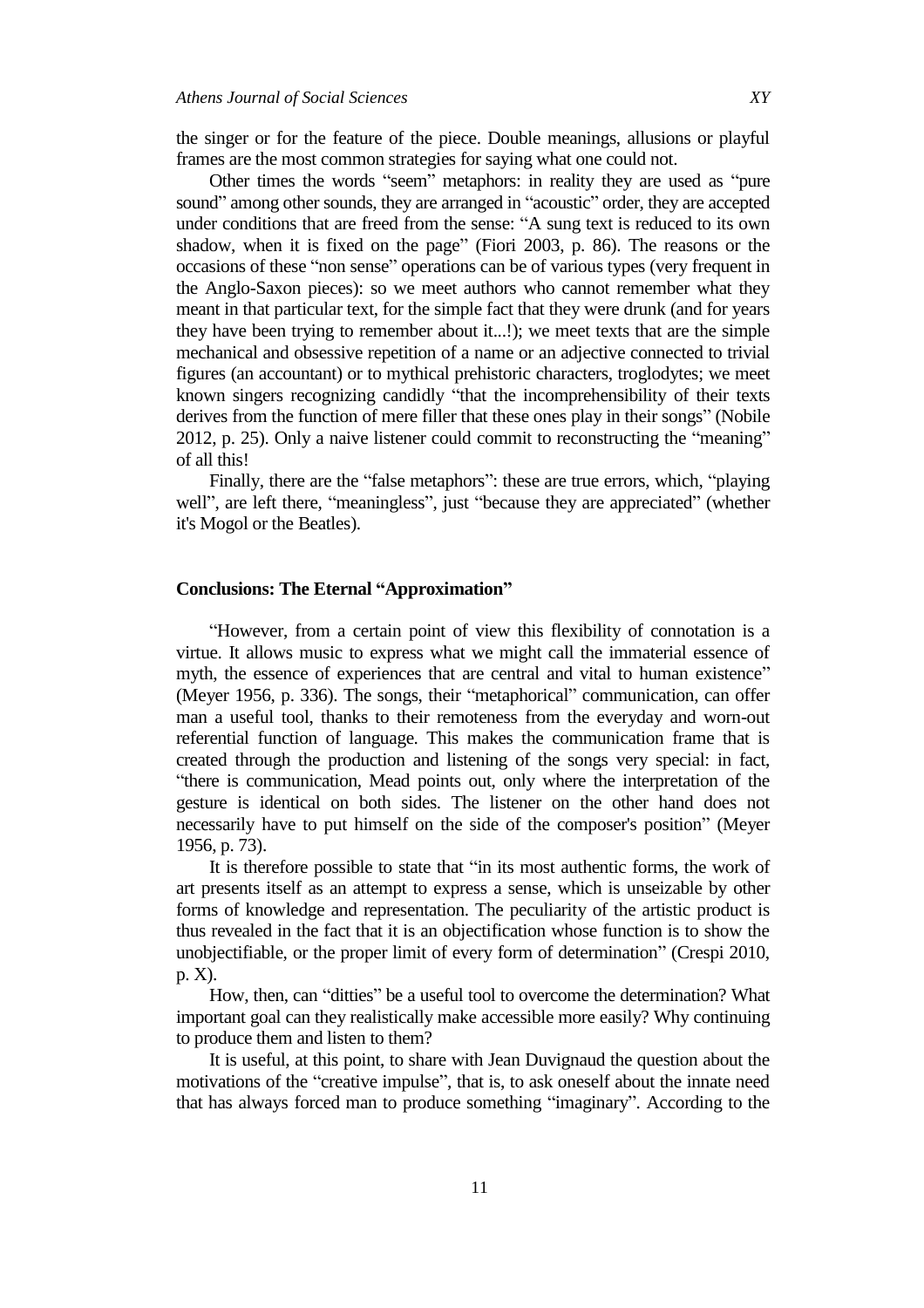the singer or for the feature of the piece. Double meanings, allusions or playful frames are the most common strategies for saying what one could not.

Other times the words "seem" metaphors: in reality they are used as "pure sound" among other sounds, they are arranged in "acoustic" order, they are accepted under conditions that are freed from the sense: "A sung text is reduced to its own shadow, when it is fixed on the page" (Fiori 2003, p. 86). The reasons or the occasions of these "non sense" operations can be of various types (very frequent in the Anglo-Saxon pieces): so we meet authors who cannot remember what they meant in that particular text, for the simple fact that they were drunk (and for years they have been trying to remember about it...!); we meet texts that are the simple mechanical and obsessive repetition of a name or an adjective connected to trivial figures (an accountant) or to mythical prehistoric characters, troglodytes; we meet known singers recognizing candidly "that the incomprehensibility of their texts derives from the function of mere filler that these ones play in their songs" (Nobile 2012, p. 25). Only a naive listener could commit to reconstructing the "meaning" of all this!

Finally, there are the "false metaphors": these are true errors, which, "playing well", are left there, "meaningless", just "because they are appreciated" (whether it's Mogol or the Beatles).

## Conclusions: The Eternal "Approximation"

"However, from a certain point of view this flexibility of connotation is a virtue. It allows music to express what we might call the immaterial essence of myth, the essence of experiences that are central and vital to human existence" (Meyer 1956, p. 336). The songs, their "metaphorical" communication, can offer man a useful tool, thanks to their remoteness from the everyday and worn-out referential function of language. This makes the communication frame that is created through the production and listening of the songs very special: in fact, "there is communication, Mead points out, only where the interpretation of the gesture is identical on both sides. The listener on the other hand does not necessarily have to put himself on the side of the composer's position" (Meyer 1956, p. 73).

It is therefore possible to state that "in its most authentic forms, the work of art presents itself as an attempt to express a sense, which is unseizable by other forms of knowledge and representation. The peculiarity of the artistic product is thus revealed in the fact that it is an objectification whose function is to show the unobjectifiable, or the proper limit of every form of determination" (Crespi 2010, p. X).

How, then, can "ditties" be a useful tool to overcome the determination? What important goal can they realistically make accessible more easily? Why continuing to produce them and listen to them?

It is useful, at this point, to share with Jean Duvignaud the question about the motivations of the "creative impulse", that is, to ask oneself about the innate need that has always forced man to produce something "imaginary". According to the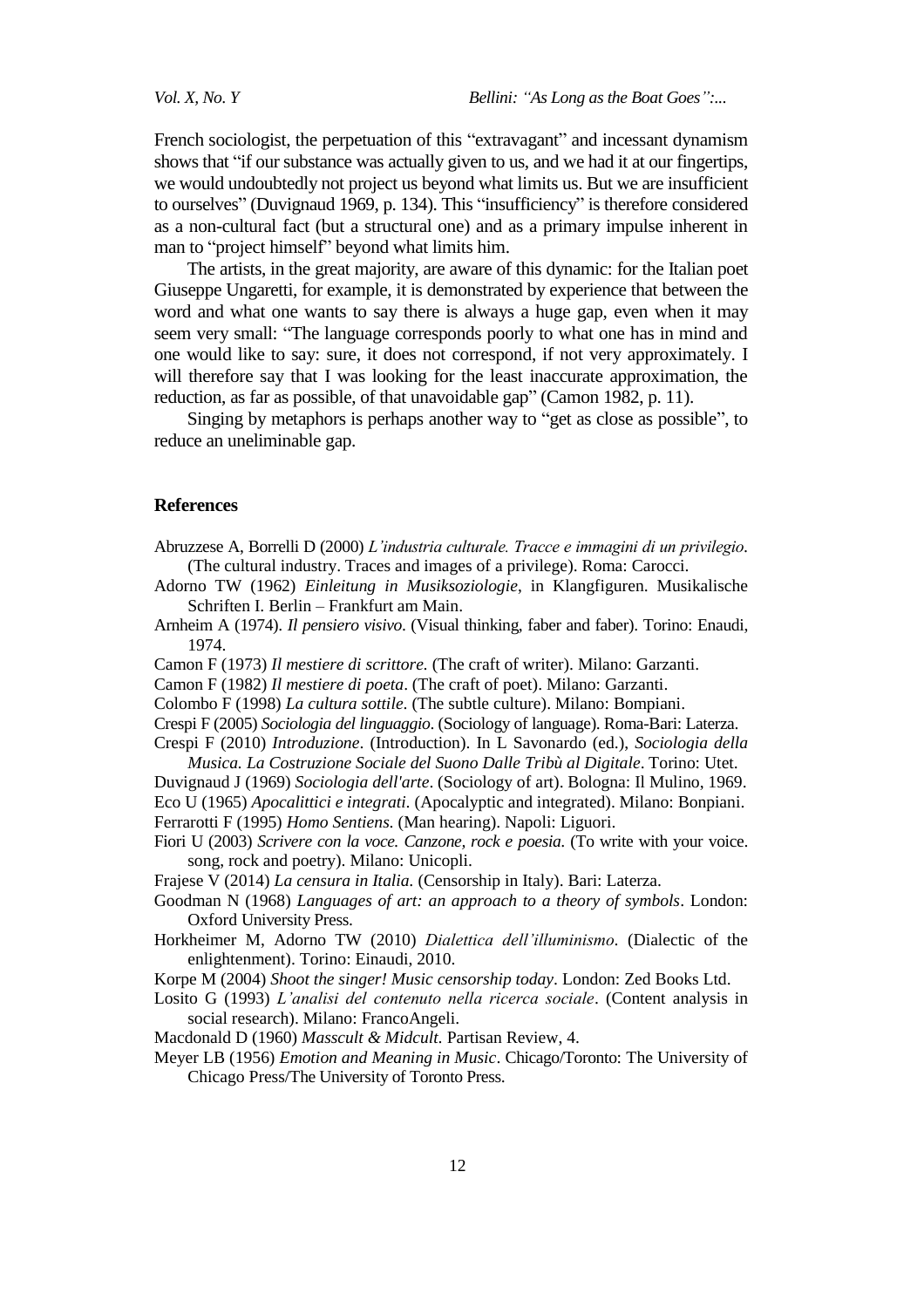French sociologist, the perpetuation of this "extravagant" and incessant dynamism shows that "if our substance was actually given to us, and we had it at our fingertips, we would undoubtedly not project us beyond what limits us. But we are insufficient to ourselves" (Duvignaud 1969, p. 134). This "insufficiency" is therefore considered as a non-cultural fact (but a structural one) and as a primary impulse inherent in man to "project himself" beyond what limits him.

The artists, in the great majority, are aware of this dynamic: for the Italian poet Giuseppe Ungaretti, for example, it is demonstrated by experience that between the word and what one wants to say there is always a huge gap, even when it may seem very small: "The language corresponds poorly to what one has in mind and one would like to say: sure, it does not correspond, if not very approximately. I will therefore say that I was looking for the least inaccurate approximation, the reduction, as far as possible, of that unavoidable gap" (Camon 1982, p. 11).

Singing by metaphors is perhaps another way to "get as close as possible", to reduce an uneliminable gap.

## References

Abruzzese A, Borrelli D (2000) *L'industria culturale. Tracce e immagini di un privilegio*. (The cultural industry. Traces and images of a privilege). Roma: Carocci.

Adorno TW (1962) *Einleitung in Musiksoziologie*, in Klangfiguren. Musikalische Schriften I. Berlin – Frankfurt am Main.

Arnheim A (1974). *Il pensiero visivo*. (Visual thinking, faber and faber). Torino: Enaudi, 1974.

Camon F (1973) *Il mestiere di scrittore*. (The craft of writer). Milano: Garzanti.

Camon F (1982) *Il mestiere di poeta*. (The craft of poet). Milano: Garzanti.

Colombo F (1998) *La cultura sottile*. (The subtle culture). Milano: Bompiani.

Crespi F (2005) *Sociologia del linguaggio*. (Sociology of language). Roma-Bari: Laterza.

Crespi F (2010) *Introduzione*. (Introduction). In L Savonardo (ed.), *Sociologia della Musica. La Costruzione Sociale del Suono Dalle Tribù al Digitale*. Torino: Utet.

Duvignaud J (1969) *Sociologia dell'arte*. (Sociology of art). Bologna: Il Mulino, 1969.

Eco U (1965) *Apocalittici e integrati*. (Apocalyptic and integrated). Milano: Bonpiani.

Ferrarotti F (1995) *Homo Sentiens*. (Man hearing). Napoli: Liguori.

Fiori U (2003) *Scrivere con la voce. Canzone, rock e poesia*. (To write with your voice. song, rock and poetry). Milano: Unicopli.

Frajese V (2014) *La censura in Italia*. (Censorship in Italy). Bari: Laterza.

Goodman N (1968) *Languages of art: an approach to a theory of symbols*. London: Oxford University Press.

Horkheimer M, Adorno TW (2010) *Dialettica dell'illuminismo*. (Dialectic of the enlightenment). Torino: Einaudi, 2010.

Korpe M (2004) *Shoot the singer! Music censorship today*. London: Zed Books Ltd.

Losito G (1993) *L'analisi del contenuto nella ricerca sociale*. (Content analysis in social research). Milano: FrancoAngeli.

Macdonald D (1960) *Masscult & Midcult*. Partisan Review, 4.

Meyer LB (1956) *Emotion and Meaning in Music*. Chicago/Toronto: The University of Chicago Press/The University of Toronto Press.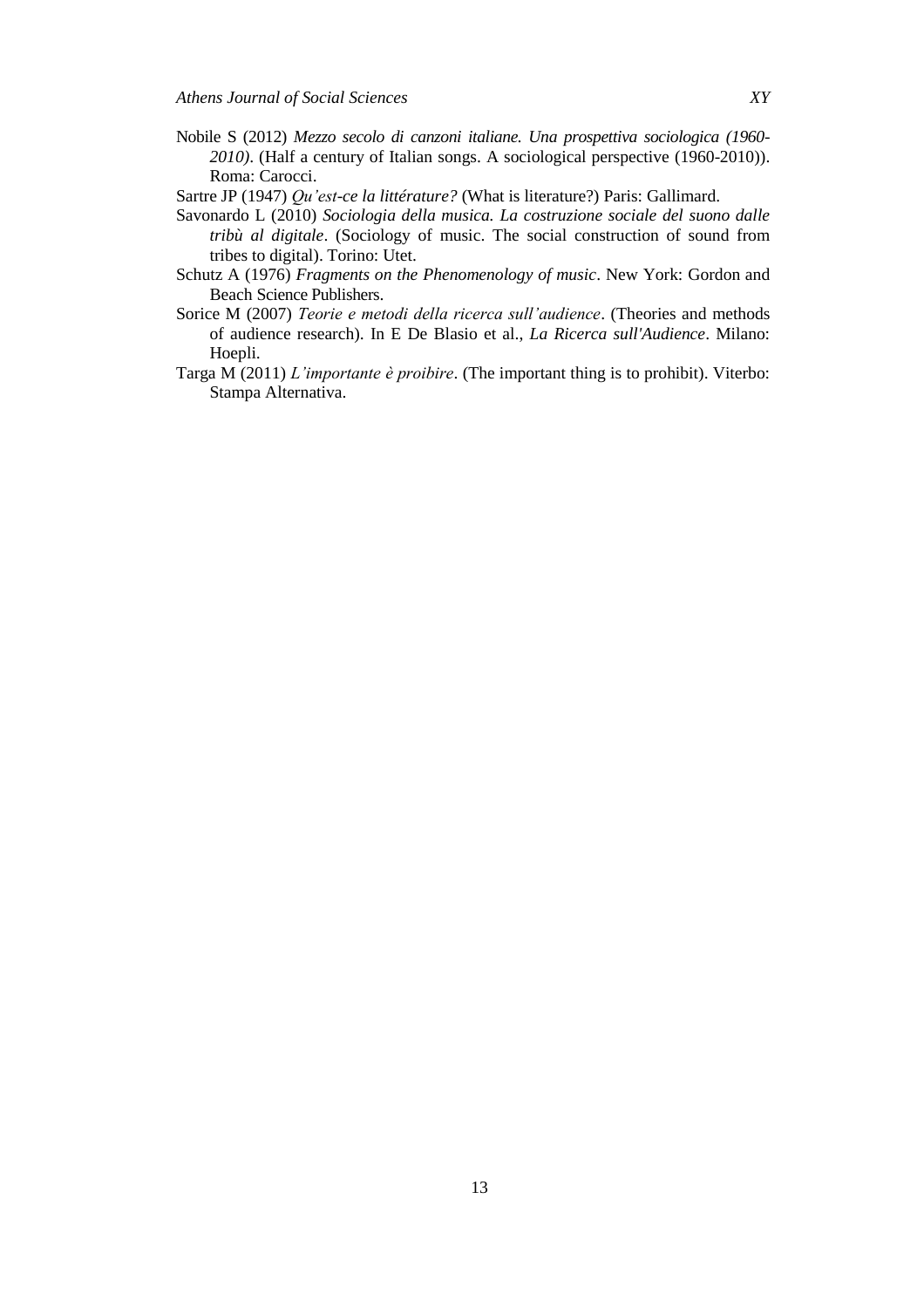Nobile S (2012) *Mezzo secolo di canzoni italiane. Una prospettiva sociologica (1960-2010)*. (Half a century of Italian songs. A sociological perspective (1960-2010)). Roma: Carocci.

Sartre JP (1947) *Qu'est-ce la littérature?* (What is literature?) Paris: Gallimard.

Savonardo L (2010) *Sociologia della musica. La costruzione sociale del suono dalle tribù al digitale*. (Sociology of music. The social construction of sound from tribes to digital). Torino: Utet.

Schutz A (1976) *Fragments on the Phenomenology of music*. New York: Gordon and Beach Science Publishers.

Sorice M (2007) *Teorie e metodi della ricerca sull'audience*. (Theories and methods of audience research). In E De Blasio et al., *La Ricerca sull'Audience*. Milano: Hoepli.

Targa M (2011) *L'importante è proibire*. (The important thing is to prohibit). Viterbo: Stampa Alternativa.